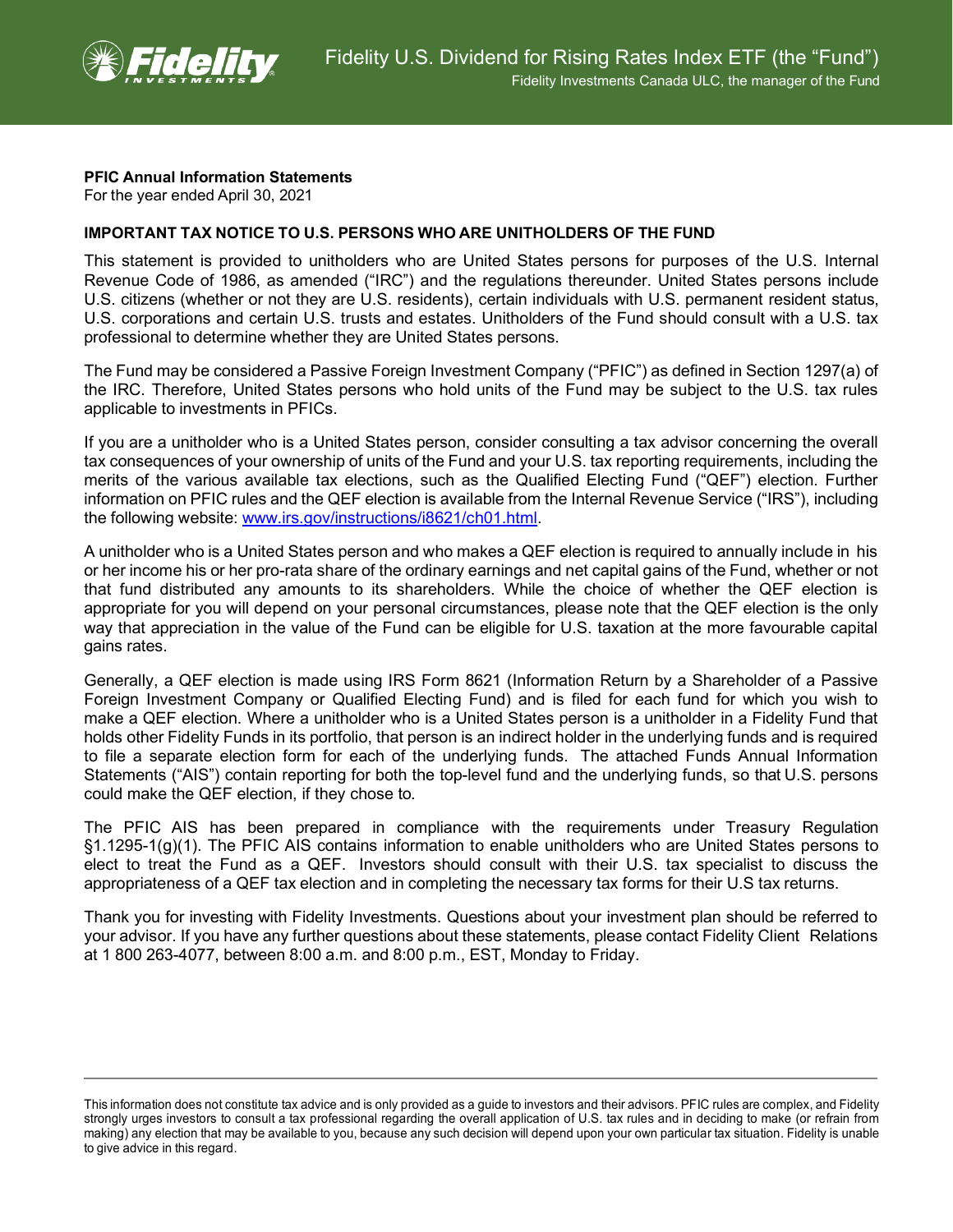# Fidelity U.S. Dividend for Rising Rates Index ETF (the "Fund")

Fidelity Investments Canada ULC, the manager of the Fund

**PFIC Annual Information Statements**
For the year ended April 30, 2021

**IMPORTANT TAX NOTICE TO U.S. PERSONS WHO ARE UNITHOLDERS OF THE FUND**

This statement is provided to unitholders who are United States persons for purposes of the U.S. Internal Revenue Code of 1986, as amended ("IRC") and the regulations thereunder. United States persons include U.S. citizens (whether or not they are U.S. residents), certain individuals with U.S. permanent resident status, U.S. corporations and certain U.S. trusts and estates. Unitholders of the Fund should consult with a U.S. tax professional to determine whether they are United States persons.

The Fund may be considered a Passive Foreign Investment Company ("PFIC") as defined in Section 1297(a) of the IRC. Therefore, United States persons who hold units of the Fund may be subject to the U.S. tax rules applicable to investments in PFICs.

If you are a unitholder who is a United States person, consider consulting a tax advisor concerning the overall tax consequences of your ownership of units of the Fund and your U.S. tax reporting requirements, including the merits of the various available tax elections, such as the Qualified Electing Fund ("QEF") election. Further information on PFIC rules and the QEF election is available from the Internal Revenue Service ("IRS"), including the following website: [www.irs.gov/instructions/i8621/ch01.html](www.irs.gov/instructions/i8621/ch01.html).

A unitholder who is a United States person and who makes a QEF election is required to annually include in his or her income his or her pro-rata share of the ordinary earnings and net capital gains of the Fund, whether or not that fund distributed any amounts to its shareholders. While the choice of whether the QEF election is appropriate for you will depend on your personal circumstances, please note that the QEF election is the only way that appreciation in the value of the Fund can be eligible for U.S. taxation at the more favourable capital gains rates.

Generally, a QEF election is made using IRS Form 8621 (Information Return by a Shareholder of a Passive Foreign Investment Company or Qualified Electing Fund) and is filed for each fund for which you wish to make a QEF election. Where a unitholder who is a United States person is a unitholder in a Fidelity Fund that holds other Fidelity Funds in its portfolio, that person is an indirect holder in the underlying funds and is required to file a separate election form for each of the underlying funds. The attached Funds Annual Information Statements ("AIS") contain reporting for both the top-level fund and the underlying funds, so that U.S. persons could make the QEF election, if they chose to.

The PFIC AIS has been prepared in compliance with the requirements under Treasury Regulation §1.1295-1(g)(1). The PFIC AIS contains information to enable unitholders who are United States persons to elect to treat the Fund as a QEF. Investors should consult with their U.S. tax specialist to discuss the appropriateness of a QEF tax election and in completing the necessary tax forms for their U.S tax returns.

Thank you for investing with Fidelity Investments. Questions about your investment plan should be referred to your advisor. If you have any further questions about these statements, please contact Fidelity Client Relations at 1 800 263-4077, between 8:00 a.m. and 8:00 p.m., EST, Monday to Friday.

---

This information does not constitute tax advice and is only provided as a guide to investors and their advisors. PFIC rules are complex, and Fidelity strongly urges investors to consult a tax professional regarding the overall application of U.S. tax rules and in deciding to make (or refrain from making) any election that may be available to you, because any such decision will depend upon your own particular tax situation. Fidelity is unable to give advice in this regard.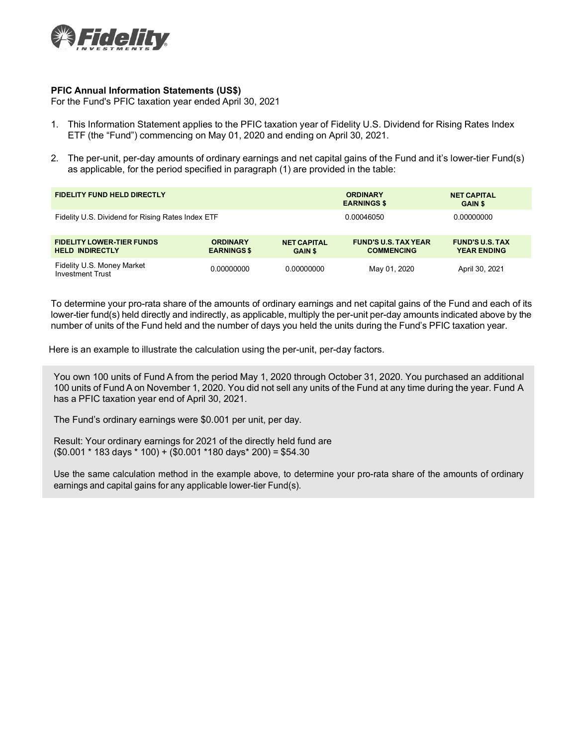**PFIC Annual Information Statements (US$)**
For the Fund's PFIC taxation year ended April 30, 2021

1. This Information Statement applies to the PFIC taxation year of Fidelity U.S. Dividend for Rising Rates Index ETF (the "Fund") commencing on May 01, 2020 and ending on April 30, 2021.

2. The per-unit, per-day amounts of ordinary earnings and net capital gains of the Fund and it's lower-tier Fund(s) as applicable, for the period specified in paragraph (1) are provided in the table:

| FIDELITY FUND HELD DIRECTLY | ORDINARY EARNINGS $ | NET CAPITAL GAIN $ |
|---|---|---|
| Fidelity U.S. Dividend for Rising Rates Index ETF | 0.00046050 | 0.00000000 |

| FIDELITY LOWER-TIER FUNDS HELD INDIRECTLY | ORDINARY EARNINGS $ | NET CAPITAL GAIN $ | FUND'S U.S. TAX YEAR COMMENCING | FUND'S U.S. TAX YEAR ENDING |
|---|---|---|---|---|
| Fidelity U.S. Money Market Investment Trust | 0.00000000 | 0.00000000 | May 01, 2020 | April 30, 2021 |

To determine your pro-rata share of the amounts of ordinary earnings and net capital gains of the Fund and each of its lower-tier fund(s) held directly and indirectly, as applicable, multiply the per-unit per-day amounts indicated above by the number of units of the Fund held and the number of days you held the units during the Fund's PFIC taxation year.

Here is an example to illustrate the calculation using the per-unit, per-day factors.

You own 100 units of Fund A from the period May 1, 2020 through October 31, 2020. You purchased an additional 100 units of Fund A on November 1, 2020. You did not sell any units of the Fund at any time during the year. Fund A has a PFIC taxation year end of April 30, 2021.

The Fund's ordinary earnings were $0.001 per unit, per day.

Result: Your ordinary earnings for 2021 of the directly held fund are
($0.001 * 183 days * 100) + ($0.001 *180 days* 200) = $54.30

Use the same calculation method in the example above, to determine your pro-rata share of the amounts of ordinary earnings and capital gains for any applicable lower-tier Fund(s).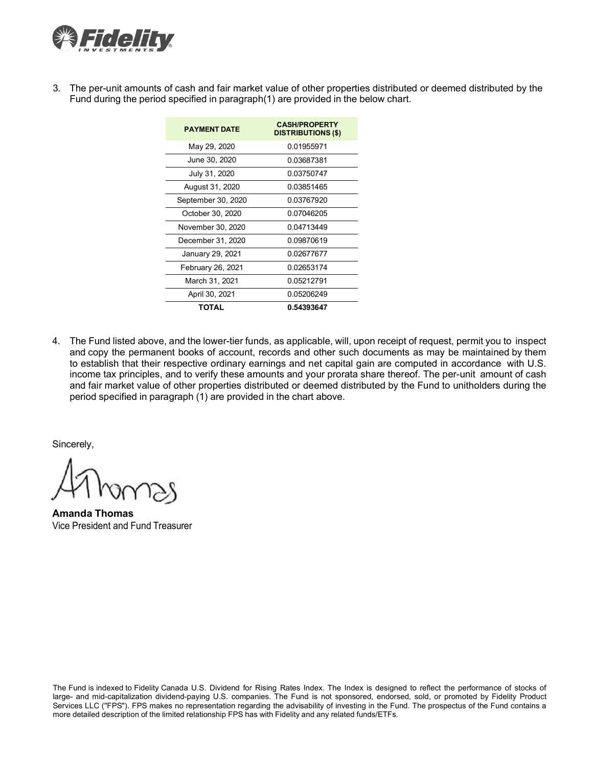3. The per-unit amounts of cash and fair market value of other properties distributed or deemed distributed by the Fund during the period specified in paragraph(1) are provided in the below chart.

| PAYMENT DATE | CASH/PROPERTY DISTRIBUTIONS ($) |
|---|---|
| May 29, 2020 | 0.01955971 |
| June 30, 2020 | 0.03687381 |
| July 31, 2020 | 0.03750747 |
| August 31, 2020 | 0.03851465 |
| September 30, 2020 | 0.03767920 |
| October 30, 2020 | 0.07046205 |
| November 30, 2020 | 0.04713449 |
| December 31, 2020 | 0.09870619 |
| January 29, 2021 | 0.02677677 |
| February 26, 2021 | 0.02653174 |
| March 31, 2021 | 0.05212791 |
| April 30, 2021 | 0.05206249 |
| **TOTAL** | **0.54393647** |

4. The Fund listed above, and the lower-tier funds, as applicable, will, upon receipt of request, permit you to inspect and copy the permanent books of account, records and other such documents as may be maintained by them to establish that their respective ordinary earnings and net capital gain are computed in accordance with U.S. income tax principles, and to verify these amounts and your prorata share thereof. The per-unit amount of cash and fair market value of other properties distributed or deemed distributed by the Fund to unitholders during the period specified in paragraph (1) are provided in the chart above.

Sincerely,

**Amanda Thomas**
Vice President and Fund Treasurer

The Fund is indexed to Fidelity Canada U.S. Dividend for Rising Rates Index. The Index is designed to reflect the performance of stocks of large- and mid-capitalization dividend-paying U.S. companies. The Fund is not sponsored, endorsed, sold, or promoted by Fidelity Product Services LLC ("FPS"). FPS makes no representation regarding the advisability of investing in the Fund. The prospectus of the Fund contains a more detailed description of the limited relationship FPS has with Fidelity and any related funds/ETFs.